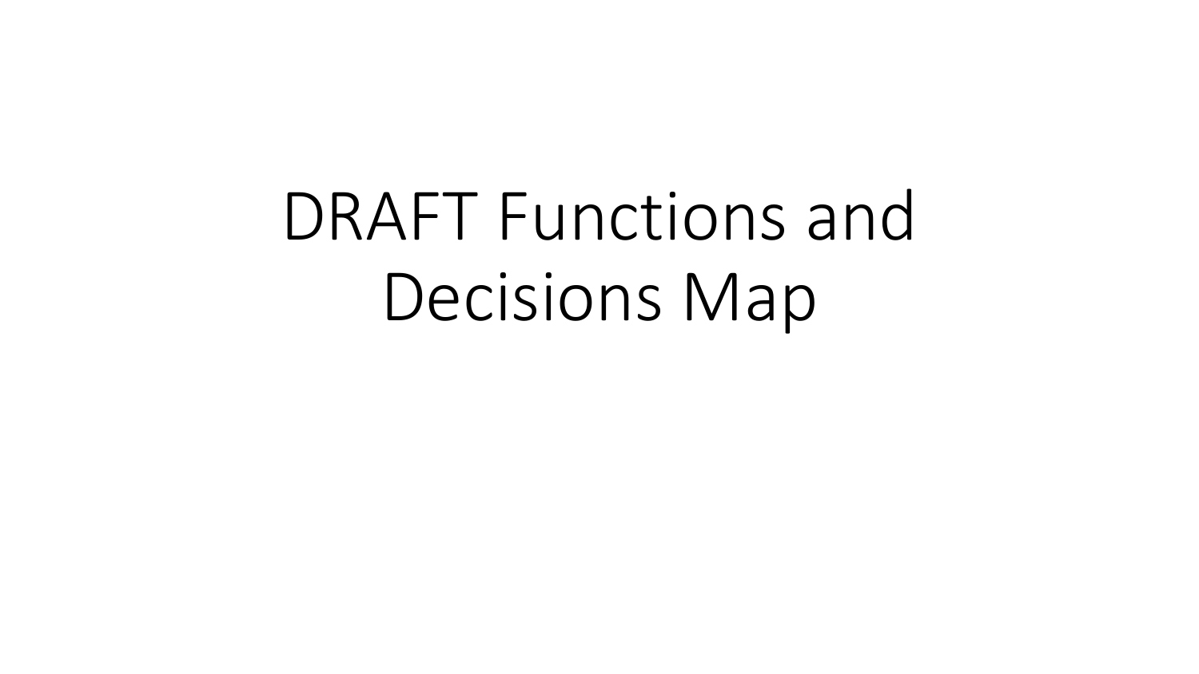# DRAFT Functions and Decisions Map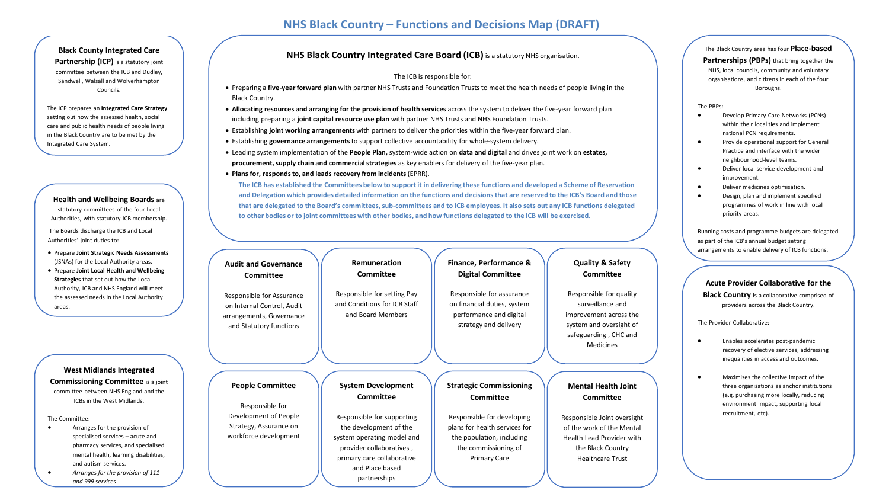# NHS Black Country – Functions and Decisions Map (DRAFT)

## Black County Integrated Care Partnership (ICP)

**Black County Integrated Care Partnership (ICP)** is a statutory joint committee between the ICB and Dudley, Sandwell, Walsall and Wolverhampton Councils.

The ICP prepares an **Integrated Care Strategy** setting out how the assessed health, social care and public health needs of people living in the Black Country are to be met by the Integrated Care System.

## Health and Wellbeing Boards

**Health and Wellbeing Boards** are statutory committees of the four Local Authorities, with statutory ICB membership.

The Boards discharge the ICB and Local Authorities' joint duties to:

- Prepare **Joint Strategic Needs Assessments** (JSNAs) for the Local Authority areas.
- Prepare **Joint Local Health and Wellbeing Strategies** that set out how the Local Authority, ICB and NHS England will meet the assessed needs in the Local Authority areas.

## West Midlands Integrated Commissioning Committee

**West Midlands Integrated Commissioning Committee** is a joint committee between NHS England and the ICBs in the West Midlands.

The Committee:

- Arranges for the provision of specialised services – acute and pharmacy services, and specialised mental health, learning disabilities, and autism services.
- *Arranges for the provision of 111 and 999 services*

## NHS Black Country Integrated Care Board (ICB)

**NHS Black Country Integrated Care Board (ICB)** is a statutory NHS organisation.

The ICB is responsible for:

- Preparing a **five-year forward plan** with partner NHS Trusts and Foundation Trusts to meet the health needs of people living in the Black Country.
- **Allocating resources and arranging for the provision of health services** across the system to deliver the five-year forward plan including preparing a **joint capital resource use plan** with partner NHS Trusts and NHS Foundation Trusts.
- Establishing **joint working arrangements** with partners to deliver the priorities within the five-year forward plan.
- Establishing **governance arrangements** to support collective accountability for whole-system delivery.
- Leading system implementation of the **People Plan,** system-wide action on **data and digital** and drives joint work on **estates, procurement, supply chain and commercial strategies** as key enablers for delivery of the five-year plan.
- **Plans for, responds to, and leads recovery from incidents** (EPRR).

**The ICB has established the Committees below to support it in delivering these functions and developed a Scheme of Reservation and Delegation which provides detailed information on the functions and decisions that are reserved to the ICB's Board and those that are delegated to the Board's committees, sub-committees and to ICB employees. It also sets out any ICB functions delegated to other bodies or to joint committees with other bodies, and how functions delegated to the ICB will be exercised.**

### Audit and Governance Committee

Responsible for Assurance on Internal Control, Audit arrangements, Governance and Statutory functions

### Remuneration Committee

Responsible for setting Pay and Conditions for ICB Staff and Board Members

### Finance, Performance & Digital Committee

Responsible for assurance on financial duties, system performance and digital strategy and delivery

### Quality & Safety Committee

Responsible for quality surveillance and improvement across the system and oversight of safeguarding , CHC and Medicines

### People Committee

Responsible for Development of People Strategy, Assurance on workforce development

### System Development Committee

Responsible for supporting the development of the system operating model and provider collaboratives , primary care collaborative and Place based partnerships

### Strategic Commissioning Committee

Responsible for developing plans for health services for the population, including the commissioning of Primary Care

### Mental Health Joint Committee

Responsible Joint oversight of the work of the Mental Health Lead Provider with the Black Country Healthcare Trust

## Place-based Partnerships (PBPs)

The Black Country area has four **Place-based Partnerships (PBPs)** that bring together the NHS, local councils, community and voluntary organisations, and citizens in each of the four Boroughs.

The PBPs:

- Develop Primary Care Networks (PCNs) within their localities and implement national PCN requirements.
- Provide operational support for General Practice and interface with the wider neighbourhood-level teams.
- Deliver local service development and improvement.
- Deliver medicines optimisation.
- Design, plan and implement specified programmes of work in line with local priority areas.

Running costs and programme budgets are delegated as part of the ICB's annual budget setting arrangements to enable delivery of ICB functions.

## Acute Provider Collaborative for the Black Country

**Acute Provider Collaborative for the Black Country** is a collaborative comprised of providers across the Black Country.

The Provider Collaborative:

- Enables accelerates post-pandemic recovery of elective services, addressing inequalities in access and outcomes.
- Maximises the collective impact of the three organisations as anchor institutions (e.g. purchasing more locally, reducing environment impact, supporting local recruitment, etc).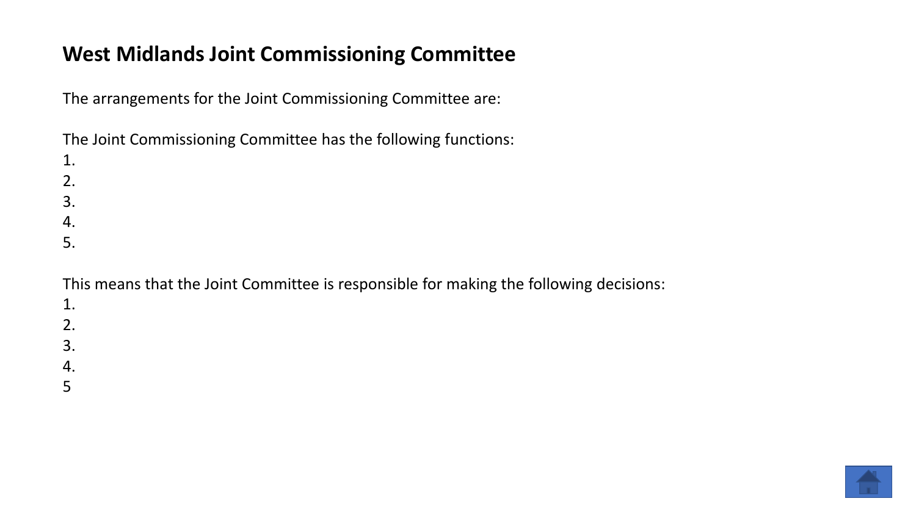# West Midlands Joint Commissioning Committee

The arrangements for the Joint Commissioning Committee are:

The Joint Commissioning Committee has the following functions:

1.
2.
3.
4.
5.

This means that the Joint Committee is responsible for making the following decisions:

1.
2.
3.
4.
5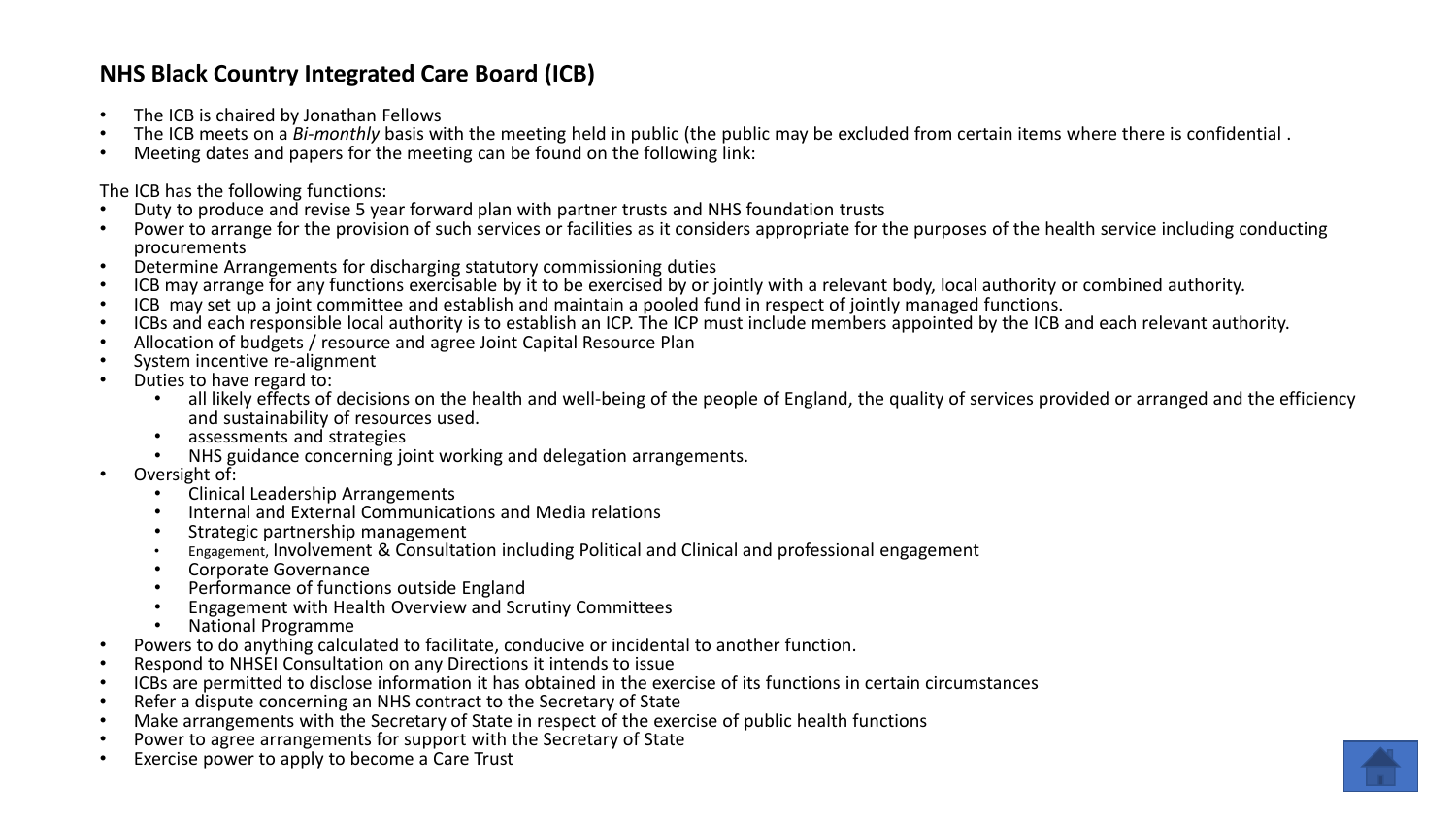## NHS Black Country Integrated Care Board (ICB)

- The ICB is chaired by Jonathan Fellows
- The ICB meets on a *Bi-monthly* basis with the meeting held in public (the public may be excluded from certain items where there is confidential .
- Meeting dates and papers for the meeting can be found on the following link:

The ICB has the following functions:

- Duty to produce and revise 5 year forward plan with partner trusts and NHS foundation trusts
- Power to arrange for the provision of such services or facilities as it considers appropriate for the purposes of the health service including conducting procurements
- Determine Arrangements for discharging statutory commissioning duties
- ICB may arrange for any functions exercisable by it to be exercised by or jointly with a relevant body, local authority or combined authority.
- ICB may set up a joint committee and establish and maintain a pooled fund in respect of jointly managed functions.
- ICBs and each responsible local authority is to establish an ICP. The ICP must include members appointed by the ICB and each relevant authority.
- Allocation of budgets / resource and agree Joint Capital Resource Plan
- System incentive re-alignment
- Duties to have regard to:
  - all likely effects of decisions on the health and well-being of the people of England, the quality of services provided or arranged and the efficiency and sustainability of resources used.
  - assessments and strategies
  - NHS guidance concerning joint working and delegation arrangements.
- Oversight of:
  - Clinical Leadership Arrangements
  - Internal and External Communications and Media relations
  - Strategic partnership management
  - Engagement, Involvement & Consultation including Political and Clinical and professional engagement
  - Corporate Governance
  - Performance of functions outside England
  - Engagement with Health Overview and Scrutiny Committees
  - National Programme
- Powers to do anything calculated to facilitate, conducive or incidental to another function.
- Respond to NHSEI Consultation on any Directions it intends to issue
- ICBs are permitted to disclose information it has obtained in the exercise of its functions in certain circumstances
- Refer a dispute concerning an NHS contract to the Secretary of State
- Make arrangements with the Secretary of State in respect of the exercise of public health functions
- Power to agree arrangements for support with the Secretary of State
- Exercise power to apply to become a Care Trust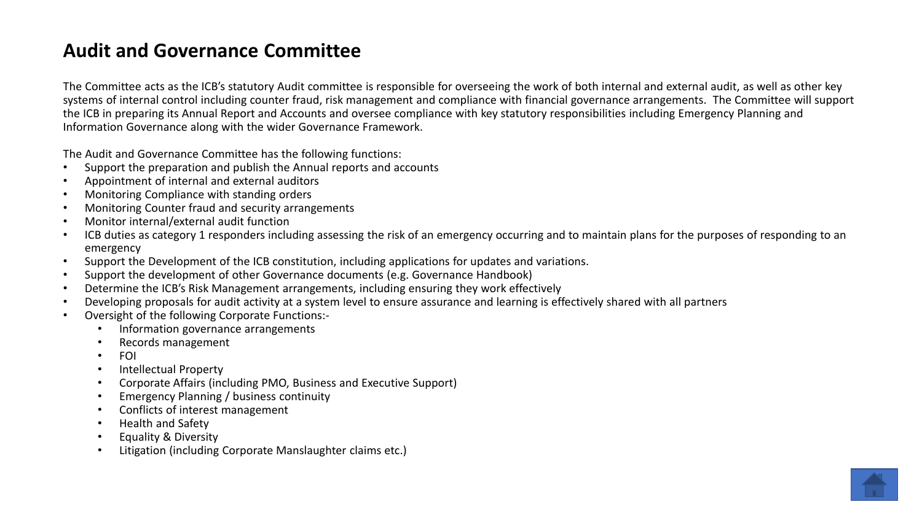# Audit and Governance Committee

The Committee acts as the ICB's statutory Audit committee is responsible for overseeing the work of both internal and external audit, as well as other key systems of internal control including counter fraud, risk management and compliance with financial governance arrangements. The Committee will support the ICB in preparing its Annual Report and Accounts and oversee compliance with key statutory responsibilities including Emergency Planning and Information Governance along with the wider Governance Framework.

The Audit and Governance Committee has the following functions:

- Support the preparation and publish the Annual reports and accounts
- Appointment of internal and external auditors
- Monitoring Compliance with standing orders
- Monitoring Counter fraud and security arrangements
- Monitor internal/external audit function
- ICB duties as category 1 responders including assessing the risk of an emergency occurring and to maintain plans for the purposes of responding to an emergency
- Support the Development of the ICB constitution, including applications for updates and variations.
- Support the development of other Governance documents (e.g. Governance Handbook)
- Determine the ICB's Risk Management arrangements, including ensuring they work effectively
- Developing proposals for audit activity at a system level to ensure assurance and learning is effectively shared with all partners
- Oversight of the following Corporate Functions:-
    - Information governance arrangements
    - Records management
    - FOI
    - Intellectual Property
    - Corporate Affairs (including PMO, Business and Executive Support)
    - Emergency Planning / business continuity
    - Conflicts of interest management
    - Health and Safety
    - Equality & Diversity
    - Litigation (including Corporate Manslaughter claims etc.)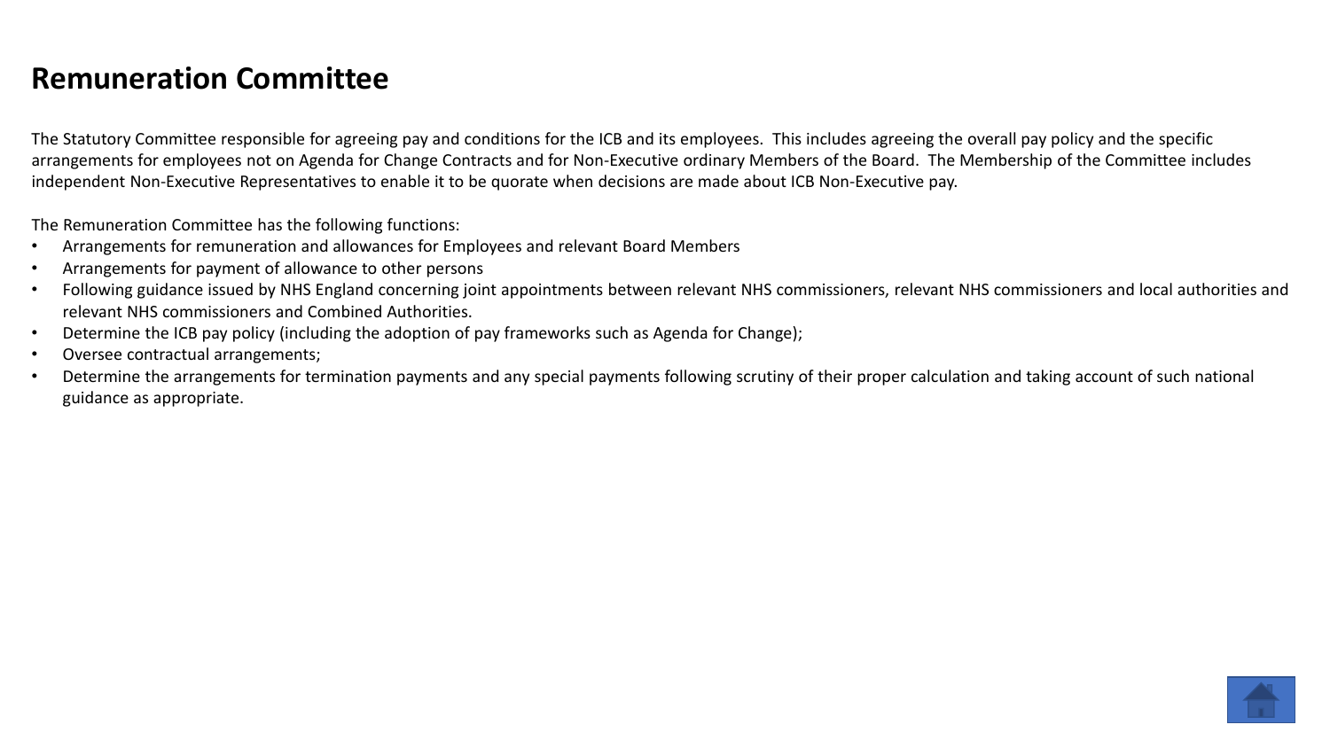# Remuneration Committee

The Statutory Committee responsible for agreeing pay and conditions for the ICB and its employees. This includes agreeing the overall pay policy and the specific arrangements for employees not on Agenda for Change Contracts and for Non-Executive ordinary Members of the Board. The Membership of the Committee includes independent Non-Executive Representatives to enable it to be quorate when decisions are made about ICB Non-Executive pay.

The Remuneration Committee has the following functions:

- Arrangements for remuneration and allowances for Employees and relevant Board Members
- Arrangements for payment of allowance to other persons
- Following guidance issued by NHS England concerning joint appointments between relevant NHS commissioners, relevant NHS commissioners and local authorities and relevant NHS commissioners and Combined Authorities.
- Determine the ICB pay policy (including the adoption of pay frameworks such as Agenda for Change);
- Oversee contractual arrangements;
- Determine the arrangements for termination payments and any special payments following scrutiny of their proper calculation and taking account of such national guidance as appropriate.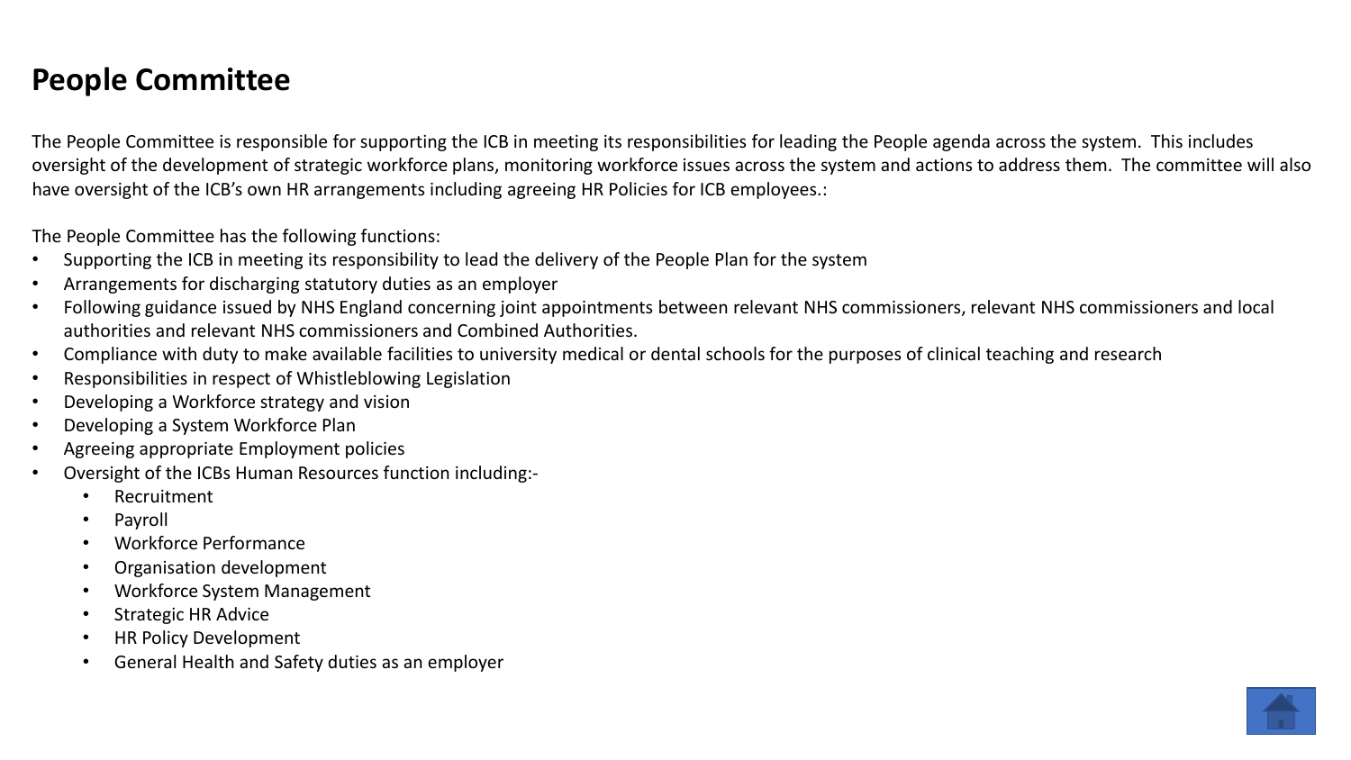# People Committee

The People Committee is responsible for supporting the ICB in meeting its responsibilities for leading the People agenda across the system. This includes oversight of the development of strategic workforce plans, monitoring workforce issues across the system and actions to address them. The committee will also have oversight of the ICB's own HR arrangements including agreeing HR Policies for ICB employees.:

The People Committee has the following functions:

- Supporting the ICB in meeting its responsibility to lead the delivery of the People Plan for the system
- Arrangements for discharging statutory duties as an employer
- Following guidance issued by NHS England concerning joint appointments between relevant NHS commissioners, relevant NHS commissioners and local authorities and relevant NHS commissioners and Combined Authorities.
- Compliance with duty to make available facilities to university medical or dental schools for the purposes of clinical teaching and research
- Responsibilities in respect of Whistleblowing Legislation
- Developing a Workforce strategy and vision
- Developing a System Workforce Plan
- Agreeing appropriate Employment policies
- Oversight of the ICBs Human Resources function including:-
  - Recruitment
  - Payroll
  - Workforce Performance
  - Organisation development
  - Workforce System Management
  - Strategic HR Advice
  - HR Policy Development
  - General Health and Safety duties as an employer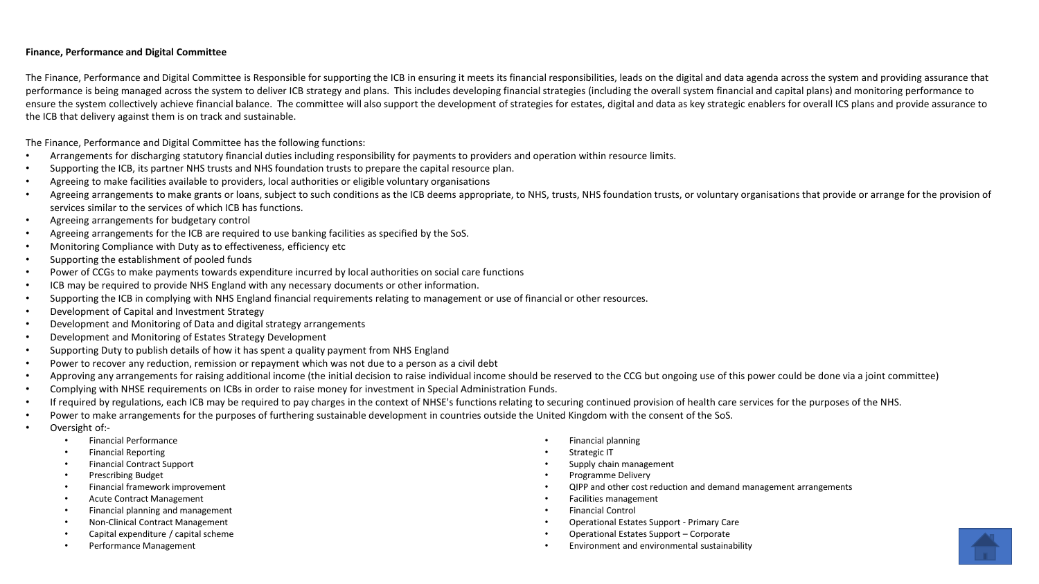**Finance, Performance and Digital Committee**

The Finance, Performance and Digital Committee is Responsible for supporting the ICB in ensuring it meets its financial responsibilities, leads on the digital and data agenda across the system and providing assurance that performance is being managed across the system to deliver ICB strategy and plans. This includes developing financial strategies (including the overall system financial and capital plans) and monitoring performance to ensure the system collectively achieve financial balance. The committee will also support the development of strategies for estates, digital and data as key strategic enablers for overall ICS plans and provide assurance to the ICB that delivery against them is on track and sustainable.

The Finance, Performance and Digital Committee has the following functions:

- Arrangements for discharging statutory financial duties including responsibility for payments to providers and operation within resource limits.
- Supporting the ICB, its partner NHS trusts and NHS foundation trusts to prepare the capital resource plan.
- Agreeing to make facilities available to providers, local authorities or eligible voluntary organisations
- Agreeing arrangements to make grants or loans, subject to such conditions as the ICB deems appropriate, to NHS, trusts, NHS foundation trusts, or voluntary organisations that provide or arrange for the provision of services similar to the services of which ICB has functions.
- Agreeing arrangements for budgetary control
- Agreeing arrangements for the ICB are required to use banking facilities as specified by the SoS.
- Monitoring Compliance with Duty as to effectiveness, efficiency etc
- Supporting the establishment of pooled funds
- Power of CCGs to make payments towards expenditure incurred by local authorities on social care functions
- ICB may be required to provide NHS England with any necessary documents or other information.
- Supporting the ICB in complying with NHS England financial requirements relating to management or use of financial or other resources.
- Development of Capital and Investment Strategy
- Development and Monitoring of Data and digital strategy arrangements
- Development and Monitoring of Estates Strategy Development
- Supporting Duty to publish details of how it has spent a quality payment from NHS England
- Power to recover any reduction, remission or repayment which was not due to a person as a civil debt
- Approving any arrangements for raising additional income (the initial decision to raise individual income should be reserved to the CCG but ongoing use of this power could be done via a joint committee)
- Complying with NHSE requirements on ICBs in order to raise money for investment in Special Administration Funds.
- If required by regulations, each ICB may be required to pay charges in the context of NHSE's functions relating to securing continued provision of health care services for the purposes of the NHS.
- Power to make arrangements for the purposes of furthering sustainable development in countries outside the United Kingdom with the consent of the SoS.
- Oversight of:-
  - Financial Performance
  - Financial Reporting
  - Financial Contract Support
  - Prescribing Budget
  - Financial framework improvement
  - Acute Contract Management
  - Financial planning and management
  - Non-Clinical Contract Management
  - Capital expenditure / capital scheme
  - Performance Management
  - Financial planning
  - Strategic IT
  - Supply chain management
  - Programme Delivery
  - QIPP and other cost reduction and demand management arrangements
  - Facilities management
  - Financial Control
  - Operational Estates Support - Primary Care
  - Operational Estates Support – Corporate
  - Environment and environmental sustainability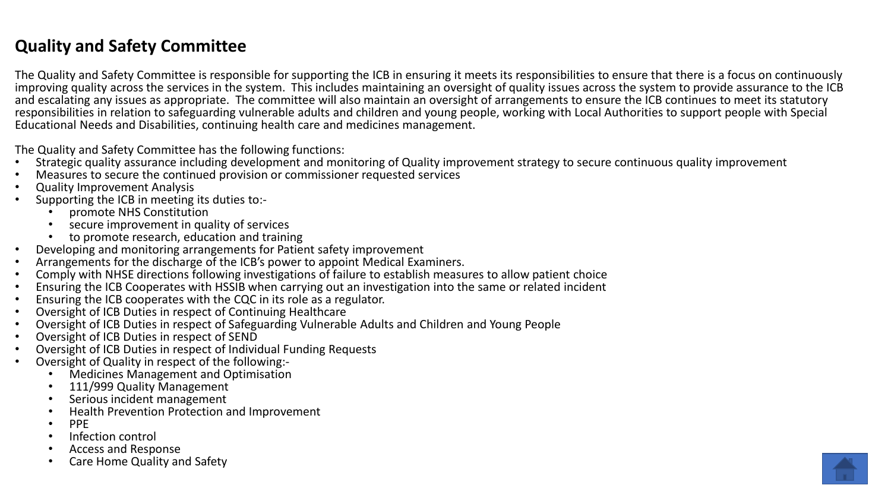# Quality and Safety Committee

The Quality and Safety Committee is responsible for supporting the ICB in ensuring it meets its responsibilities to ensure that there is a focus on continuously improving quality across the services in the system. This includes maintaining an oversight of quality issues across the system to provide assurance to the ICB and escalating any issues as appropriate. The committee will also maintain an oversight of arrangements to ensure the ICB continues to meet its statutory responsibilities in relation to safeguarding vulnerable adults and children and young people, working with Local Authorities to support people with Special Educational Needs and Disabilities, continuing health care and medicines management.

The Quality and Safety Committee has the following functions:

- Strategic quality assurance including development and monitoring of Quality improvement strategy to secure continuous quality improvement
- Measures to secure the continued provision or commissioner requested services
- Quality Improvement Analysis
- Supporting the ICB in meeting its duties to:-
  - promote NHS Constitution
  - secure improvement in quality of services
  - to promote research, education and training
- Developing and monitoring arrangements for Patient safety improvement
- Arrangements for the discharge of the ICB's power to appoint Medical Examiners.
- Comply with NHSE directions following investigations of failure to establish measures to allow patient choice
- Ensuring the ICB Cooperates with HSSIB when carrying out an investigation into the same or related incident
- Ensuring the ICB cooperates with the CQC in its role as a regulator.
- Oversight of ICB Duties in respect of Continuing Healthcare
- Oversight of ICB Duties in respect of Safeguarding Vulnerable Adults and Children and Young People
- Oversight of ICB Duties in respect of SEND
- Oversight of ICB Duties in respect of Individual Funding Requests
- Oversight of Quality in respect of the following:-
  - Medicines Management and Optimisation
  - 111/999 Quality Management
  - Serious incident management
  - Health Prevention Protection and Improvement
  - PPE
  - Infection control
  - Access and Response
  - Care Home Quality and Safety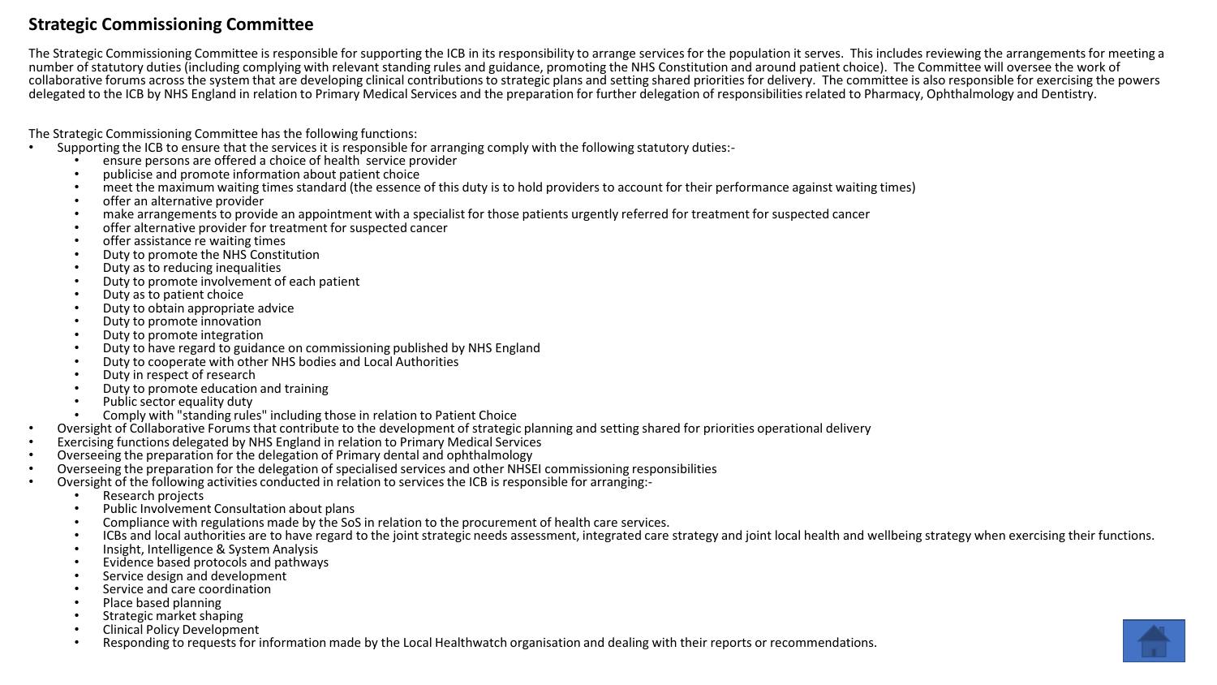## Strategic Commissioning Committee

The Strategic Commissioning Committee is responsible for supporting the ICB in its responsibility to arrange services for the population it serves. This includes reviewing the arrangements for meeting a number of statutory duties (including complying with relevant standing rules and guidance, promoting the NHS Constitution and around patient choice). The Committee will oversee the work of collaborative forums across the system that are developing clinical contributions to strategic plans and setting shared priorities for delivery. The committee is also responsible for exercising the powers delegated to the ICB by NHS England in relation to Primary Medical Services and the preparation for further delegation of responsibilities related to Pharmacy, Ophthalmology and Dentistry.

The Strategic Commissioning Committee has the following functions:

- Supporting the ICB to ensure that the services it is responsible for arranging comply with the following statutory duties:-
  - ensure persons are offered a choice of health service provider
  - publicise and promote information about patient choice
  - meet the maximum waiting times standard (the essence of this duty is to hold providers to account for their performance against waiting times)
  - offer an alternative provider
  - make arrangements to provide an appointment with a specialist for those patients urgently referred for treatment for suspected cancer
  - offer alternative provider for treatment for suspected cancer
  - offer assistance re waiting times
  - Duty to promote the NHS Constitution
  - Duty as to reducing inequalities
  - Duty to promote involvement of each patient
  - Duty as to patient choice
  - Duty to obtain appropriate advice
  - Duty to promote innovation
  - Duty to promote integration
  - Duty to have regard to guidance on commissioning published by NHS England
  - Duty to cooperate with other NHS bodies and Local Authorities
  - Duty in respect of research
  - Duty to promote education and training
  - Public sector equality duty
  - Comply with "standing rules" including those in relation to Patient Choice
- Oversight of Collaborative Forums that contribute to the development of strategic planning and setting shared for priorities operational delivery
- Exercising functions delegated by NHS England in relation to Primary Medical Services
- Overseeing the preparation for the delegation of Primary dental and ophthalmology
- Overseeing the preparation for the delegation of specialised services and other NHSEI commissioning responsibilities
- Oversight of the following activities conducted in relation to services the ICB is responsible for arranging:-
  - Research projects
  - Public Involvement Consultation about plans
  - Compliance with regulations made by the SoS in relation to the procurement of health care services.
  - ICBs and local authorities are to have regard to the joint strategic needs assessment, integrated care strategy and joint local health and wellbeing strategy when exercising their functions.
  - Insight, Intelligence & System Analysis
  - Evidence based protocols and pathways
  - Service design and development
  - Service and care coordination
  - Place based planning
  - Strategic market shaping
  - Clinical Policy Development
  - Responding to requests for information made by the Local Healthwatch organisation and dealing with their reports or recommendations.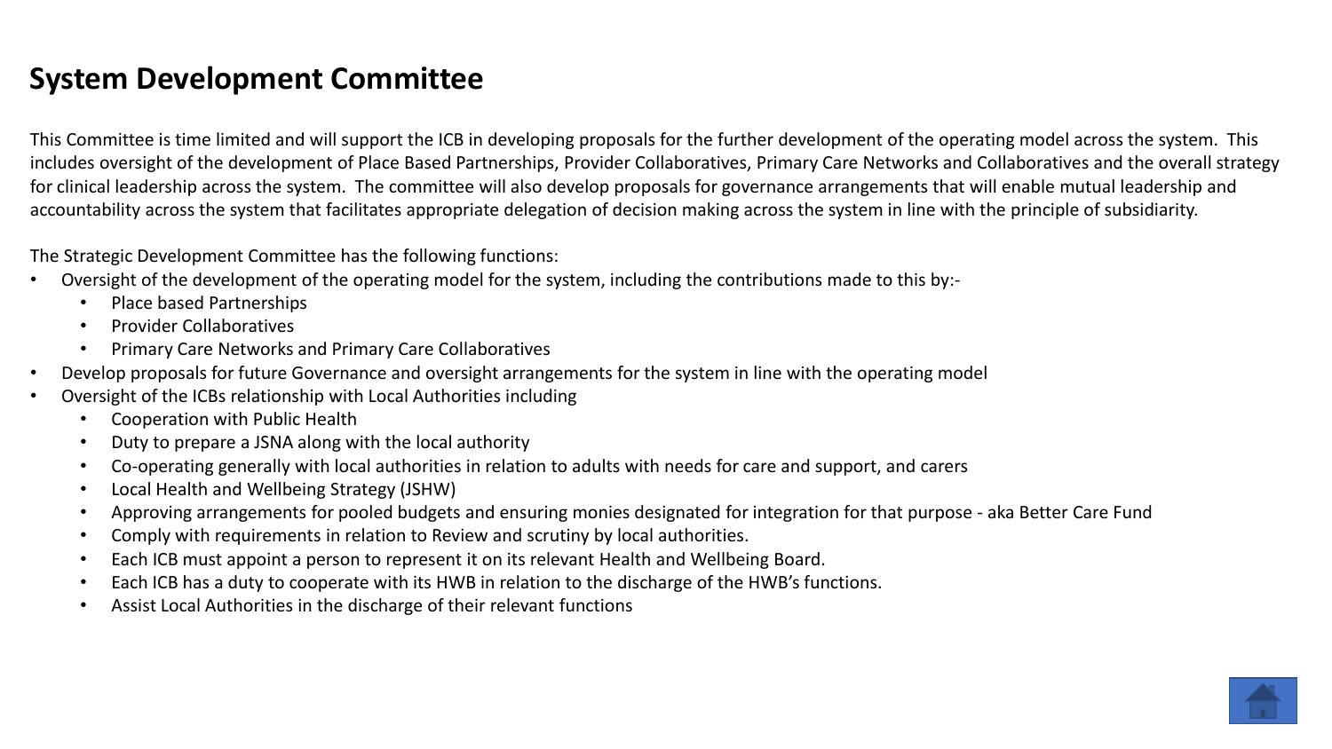# System Development Committee

This Committee is time limited and will support the ICB in developing proposals for the further development of the operating model across the system. This includes oversight of the development of Place Based Partnerships, Provider Collaboratives, Primary Care Networks and Collaboratives and the overall strategy for clinical leadership across the system. The committee will also develop proposals for governance arrangements that will enable mutual leadership and accountability across the system that facilitates appropriate delegation of decision making across the system in line with the principle of subsidiarity.

The Strategic Development Committee has the following functions:

- Oversight of the development of the operating model for the system, including the contributions made to this by:-
  - Place based Partnerships
  - Provider Collaboratives
  - Primary Care Networks and Primary Care Collaboratives
- Develop proposals for future Governance and oversight arrangements for the system in line with the operating model
- Oversight of the ICBs relationship with Local Authorities including
  - Cooperation with Public Health
  - Duty to prepare a JSNA along with the local authority
  - Co-operating generally with local authorities in relation to adults with needs for care and support, and carers
  - Local Health and Wellbeing Strategy (JSHW)
  - Approving arrangements for pooled budgets and ensuring monies designated for integration for that purpose - aka Better Care Fund
  - Comply with requirements in relation to Review and scrutiny by local authorities.
  - Each ICB must appoint a person to represent it on its relevant Health and Wellbeing Board.
  - Each ICB has a duty to cooperate with its HWB in relation to the discharge of the HWB's functions.
  - Assist Local Authorities in the discharge of their relevant functions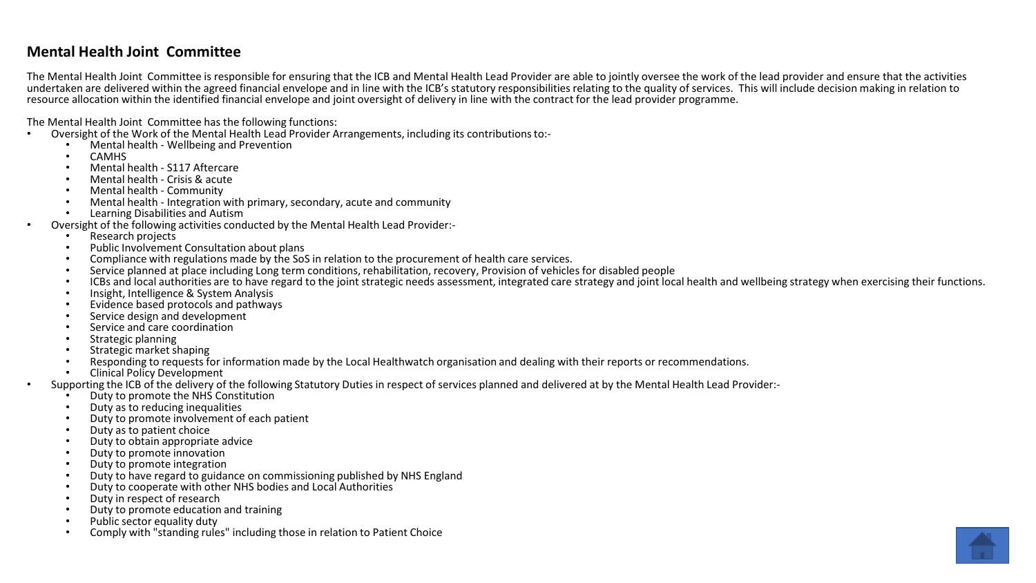## Mental Health Joint Committee

The Mental Health Joint Committee is responsible for ensuring that the ICB and Mental Health Lead Provider are able to jointly oversee the work of the lead provider and ensure that the activities undertaken are delivered within the agreed financial envelope and in line with the ICB's statutory responsibilities relating to the quality of services. This will include decision making in relation to resource allocation within the identified financial envelope and joint oversight of delivery in line with the contract for the lead provider programme.

The Mental Health Joint Committee has the following functions:

- Oversight of the Work of the Mental Health Lead Provider Arrangements, including its contributions to:-
  - Mental health - Wellbeing and Prevention
  - CAMHS
  - Mental health - S117 Aftercare
  - Mental health - Crisis & acute
  - Mental health - Community
  - Mental health - Integration with primary, secondary, acute and community
  - Learning Disabilities and Autism
- Oversight of the following activities conducted by the Mental Health Lead Provider:-
  - Research projects
  - Public Involvement Consultation about plans
  - Compliance with regulations made by the SoS in relation to the procurement of health care services.
  - Service planned at place including Long term conditions, rehabilitation, recovery, Provision of vehicles for disabled people
  - ICBs and local authorities are to have regard to the joint strategic needs assessment, integrated care strategy and joint local health and wellbeing strategy when exercising their functions.
  - Insight, Intelligence & System Analysis
  - Evidence based protocols and pathways
  - Service design and development
  - Service and care coordination
  - Strategic planning
  - Strategic market shaping
  - Responding to requests for information made by the Local Healthwatch organisation and dealing with their reports or recommendations.
  - Clinical Policy Development
- Supporting the ICB of the delivery of the following Statutory Duties in respect of services planned and delivered at by the Mental Health Lead Provider:-
  - Duty to promote the NHS Constitution
  - Duty as to reducing inequalities
  - Duty to promote involvement of each patient
  - Duty as to patient choice
  - Duty to obtain appropriate advice
  - Duty to promote innovation
  - Duty to promote integration
  - Duty to have regard to guidance on commissioning published by NHS England
  - Duty to cooperate with other NHS bodies and Local Authorities
  - Duty in respect of research
  - Duty to promote education and training
  - Public sector equality duty
  - Comply with "standing rules" including those in relation to Patient Choice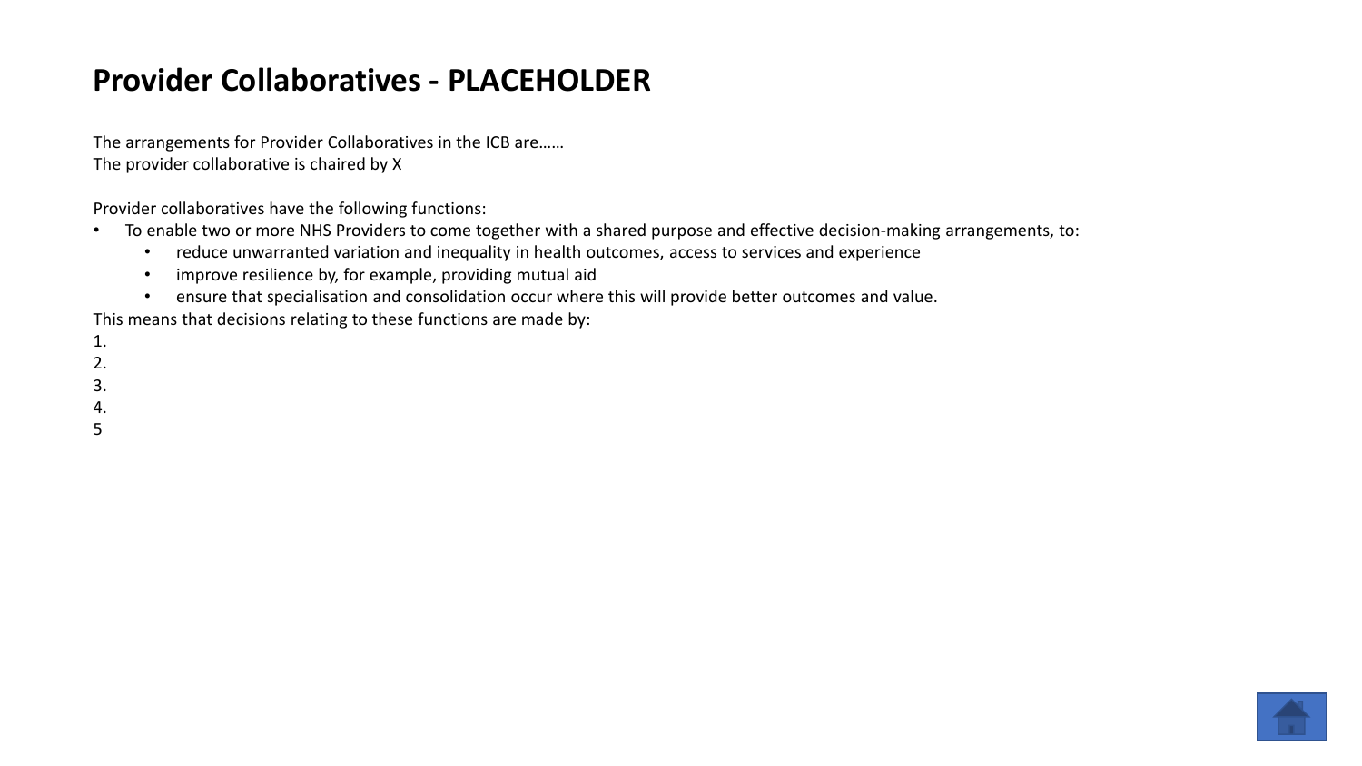# Provider Collaboratives - PLACEHOLDER

The arrangements for Provider Collaboratives in the ICB are……
The provider collaborative is chaired by X

Provider collaboratives have the following functions:

- To enable two or more NHS Providers to come together with a shared purpose and effective decision-making arrangements, to:
  - reduce unwarranted variation and inequality in health outcomes, access to services and experience
  - improve resilience by, for example, providing mutual aid
  - ensure that specialisation and consolidation occur where this will provide better outcomes and value.

This means that decisions relating to these functions are made by:

1.
2.
3.
4.
5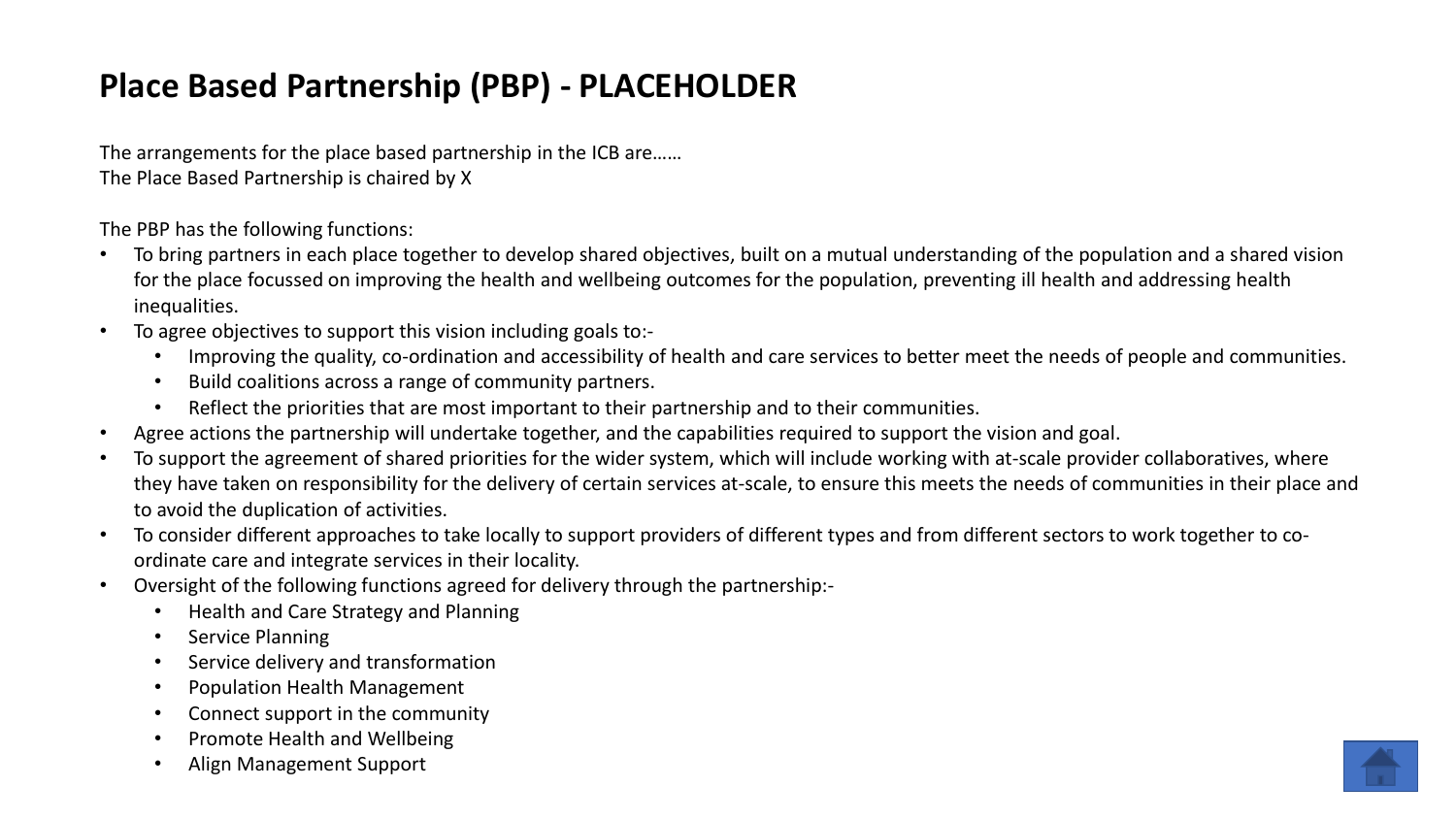# Place Based Partnership (PBP) - PLACEHOLDER

The arrangements for the place based partnership in the ICB are……
The Place Based Partnership is chaired by X

The PBP has the following functions:

- To bring partners in each place together to develop shared objectives, built on a mutual understanding of the population and a shared vision for the place focussed on improving the health and wellbeing outcomes for the population, preventing ill health and addressing health inequalities.
- To agree objectives to support this vision including goals to:-
  - Improving the quality, co-ordination and accessibility of health and care services to better meet the needs of people and communities.
  - Build coalitions across a range of community partners.
  - Reflect the priorities that are most important to their partnership and to their communities.
- Agree actions the partnership will undertake together, and the capabilities required to support the vision and goal.
- To support the agreement of shared priorities for the wider system, which will include working with at-scale provider collaboratives, where they have taken on responsibility for the delivery of certain services at-scale, to ensure this meets the needs of communities in their place and to avoid the duplication of activities.
- To consider different approaches to take locally to support providers of different types and from different sectors to work together to co-ordinate care and integrate services in their locality.
- Oversight of the following functions agreed for delivery through the partnership:-
  - Health and Care Strategy and Planning
  - Service Planning
  - Service delivery and transformation
  - Population Health Management
  - Connect support in the community
  - Promote Health and Wellbeing
  - Align Management Support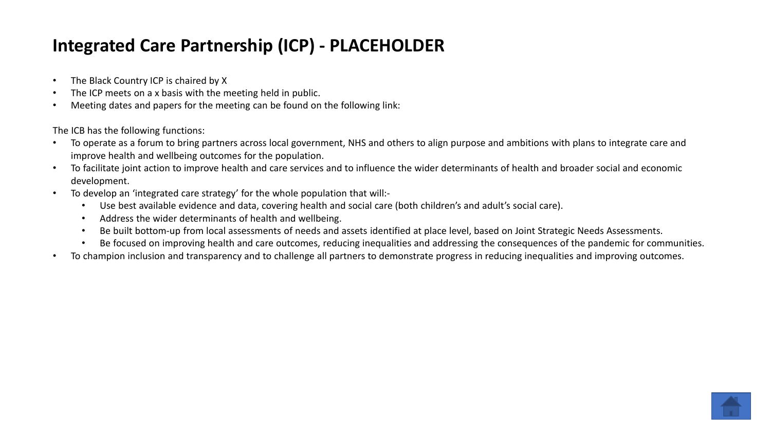# Integrated Care Partnership (ICP) - PLACEHOLDER

- The Black Country ICP is chaired by X
- The ICP meets on a x basis with the meeting held in public.
- Meeting dates and papers for the meeting can be found on the following link:

The ICB has the following functions:

- To operate as a forum to bring partners across local government, NHS and others to align purpose and ambitions with plans to integrate care and improve health and wellbeing outcomes for the population.
- To facilitate joint action to improve health and care services and to influence the wider determinants of health and broader social and economic development.
- To develop an 'integrated care strategy' for the whole population that will:-
  - Use best available evidence and data, covering health and social care (both children's and adult's social care).
  - Address the wider determinants of health and wellbeing.
  - Be built bottom-up from local assessments of needs and assets identified at place level, based on Joint Strategic Needs Assessments.
  - Be focused on improving health and care outcomes, reducing inequalities and addressing the consequences of the pandemic for communities.
- To champion inclusion and transparency and to challenge all partners to demonstrate progress in reducing inequalities and improving outcomes.